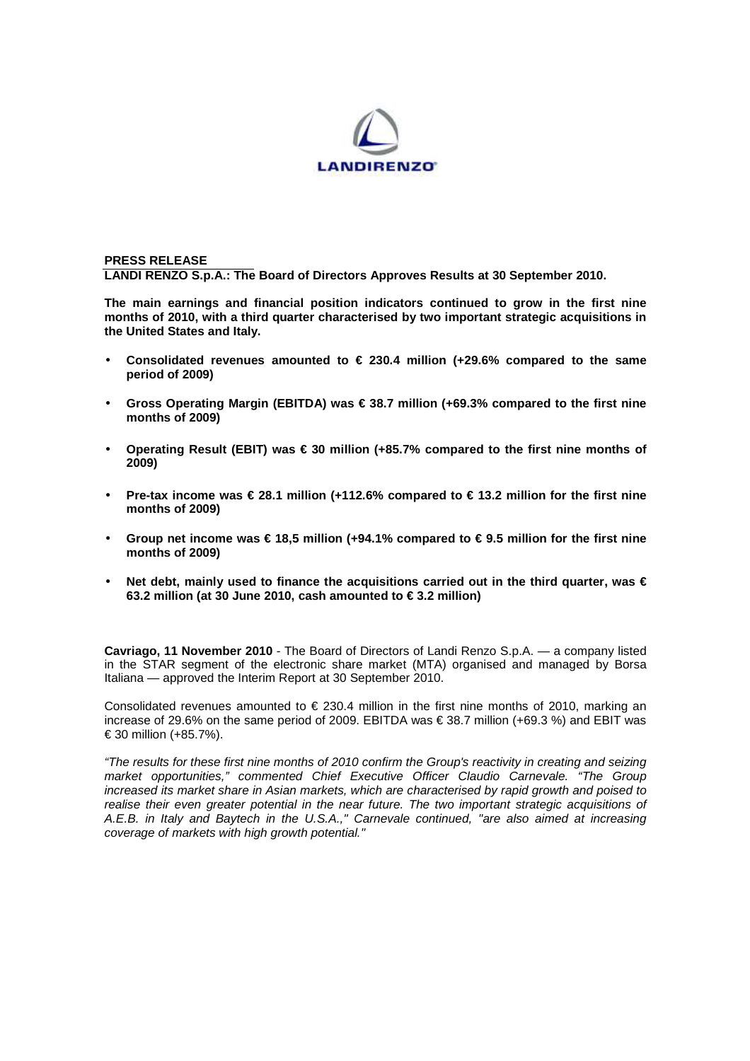**PRESS RELEASE**

**LANDI RENZO S.p.A.: The Board of Directors Approves Results at 30 September 2010.**

**The main earnings and financial position indicators continued to grow in the first nine months of 2010, with a third quarter characterised by two important strategic acquisitions in the United States and Italy.**

- **Consolidated revenues amounted to € 230.4 million (+29.6% compared to the same period of 2009)**
- **Gross Operating Margin (EBITDA) was € 38.7 million (+69.3% compared to the first nine months of 2009)**
- **Operating Result (EBIT) was € 30 million (+85.7% compared to the first nine months of 2009)**
- **Pre-tax income was € 28.1 million (+112.6% compared to € 13.2 million for the first nine months of 2009)**
- **Group net income was € 18,5 million (+94.1% compared to € 9.5 million for the first nine months of 2009)**
- **Net debt, mainly used to finance the acquisitions carried out in the third quarter, was € 63.2 million (at 30 June 2010, cash amounted to € 3.2 million)**

**Cavriago, 11 November 2010** - The Board of Directors of Landi Renzo S.p.A. — a company listed in the STAR segment of the electronic share market (MTA) organised and managed by Borsa Italiana — approved the Interim Report at 30 September 2010.

Consolidated revenues amounted to € 230.4 million in the first nine months of 2010, marking an increase of 29.6% on the same period of 2009. EBITDA was € 38.7 million (+69.3 %) and EBIT was € 30 million (+85.7%).

*"The results for these first nine months of 2010 confirm the Group's reactivity in creating and seizing market opportunities," commented Chief Executive Officer Claudio Carnevale. "The Group increased its market share in Asian markets, which are characterised by rapid growth and poised to realise their even greater potential in the near future. The two important strategic acquisitions of A.E.B. in Italy and Baytech in the U.S.A.," Carnevale continued, "are also aimed at increasing coverage of markets with high growth potential."*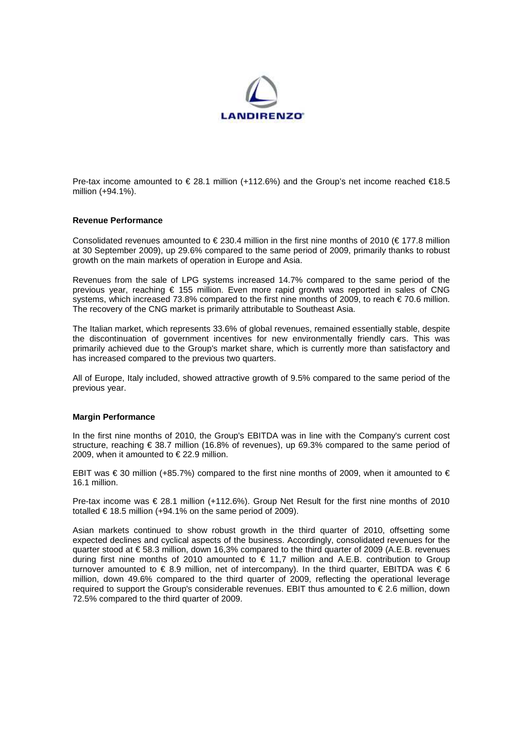Pre-tax income amounted to € 28.1 million (+112.6%) and the Group's net income reached €18.5 million (+94.1%).

**Revenue Performance**

Consolidated revenues amounted to € 230.4 million in the first nine months of 2010 (€ 177.8 million at 30 September 2009), up 29.6% compared to the same period of 2009, primarily thanks to robust growth on the main markets of operation in Europe and Asia.

Revenues from the sale of LPG systems increased 14.7% compared to the same period of the previous year, reaching € 155 million. Even more rapid growth was reported in sales of CNG systems, which increased 73.8% compared to the first nine months of 2009, to reach € 70.6 million. The recovery of the CNG market is primarily attributable to Southeast Asia.

The Italian market, which represents 33.6% of global revenues, remained essentially stable, despite the discontinuation of government incentives for new environmentally friendly cars. This was primarily achieved due to the Group's market share, which is currently more than satisfactory and has increased compared to the previous two quarters.

All of Europe, Italy included, showed attractive growth of 9.5% compared to the same period of the previous year.

**Margin Performance**

In the first nine months of 2010, the Group's EBITDA was in line with the Company's current cost structure, reaching € 38.7 million (16.8% of revenues), up 69.3% compared to the same period of 2009, when it amounted to € 22.9 million.

EBIT was € 30 million (+85.7%) compared to the first nine months of 2009, when it amounted to € 16.1 million.

Pre-tax income was € 28.1 million (+112.6%). Group Net Result for the first nine months of 2010 totalled € 18.5 million (+94.1% on the same period of 2009).

Asian markets continued to show robust growth in the third quarter of 2010, offsetting some expected declines and cyclical aspects of the business. Accordingly, consolidated revenues for the quarter stood at € 58.3 million, down 16,3% compared to the third quarter of 2009 (A.E.B. revenues during first nine months of 2010 amounted to € 11,7 million and A.E.B. contribution to Group turnover amounted to € 8.9 million, net of intercompany). In the third quarter, EBITDA was € 6 million, down 49.6% compared to the third quarter of 2009, reflecting the operational leverage required to support the Group's considerable revenues. EBIT thus amounted to € 2.6 million, down 72.5% compared to the third quarter of 2009.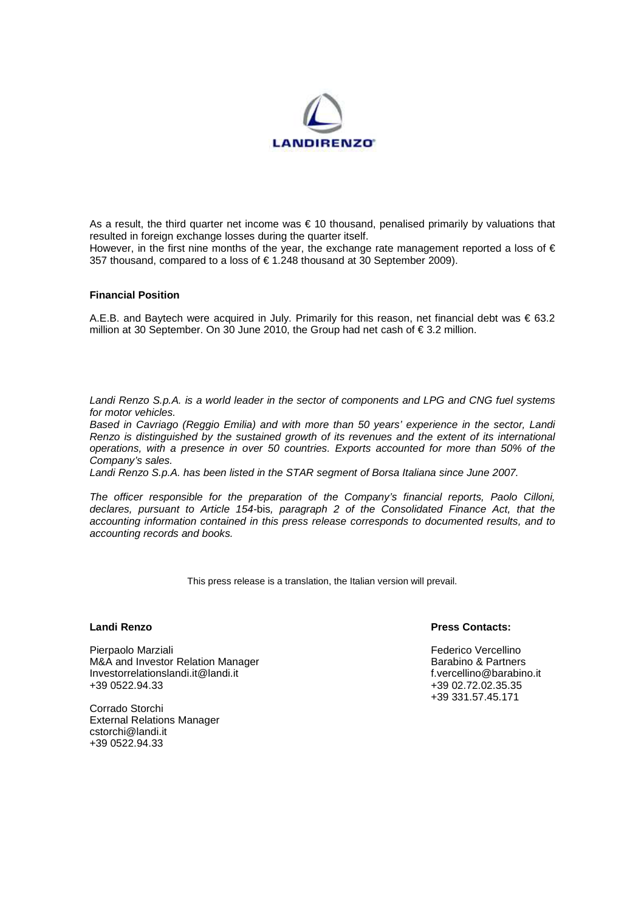As a result, the third quarter net income was € 10 thousand, penalised primarily by valuations that resulted in foreign exchange losses during the quarter itself.
However, in the first nine months of the year, the exchange rate management reported a loss of € 357 thousand, compared to a loss of € 1.248 thousand at 30 September 2009).

**Financial Position**

A.E.B. and Baytech were acquired in July. Primarily for this reason, net financial debt was € 63.2 million at 30 September. On 30 June 2010, the Group had net cash of € 3.2 million.

*Landi Renzo S.p.A. is a world leader in the sector of components and LPG and CNG fuel systems for motor vehicles.*
*Based in Cavriago (Reggio Emilia) and with more than 50 years' experience in the sector, Landi Renzo is distinguished by the sustained growth of its revenues and the extent of its international operations, with a presence in over 50 countries. Exports accounted for more than 50% of the Company's sales.*
*Landi Renzo S.p.A. has been listed in the STAR segment of Borsa Italiana since June 2007.*

*The officer responsible for the preparation of the Company's financial reports, Paolo Cilloni, declares, pursuant to Article 154-*bis*, paragraph 2 of the Consolidated Finance Act, that the accounting information contained in this press release corresponds to documented results, and to accounting records and books.*

This press release is a translation, the Italian version will prevail.

**Landi Renzo**

Pierpaolo Marziali
M&A and Investor Relation Manager
Investorrelationslandi.it@landi.it
+39 0522.94.33

Corrado Storchi
External Relations Manager
cstorchi@landi.it
+39 0522.94.33

**Press Contacts:**

Federico Vercellino
Barabino & Partners
f.vercellino@barabino.it
+39 02.72.02.35.35
+39 331.57.45.171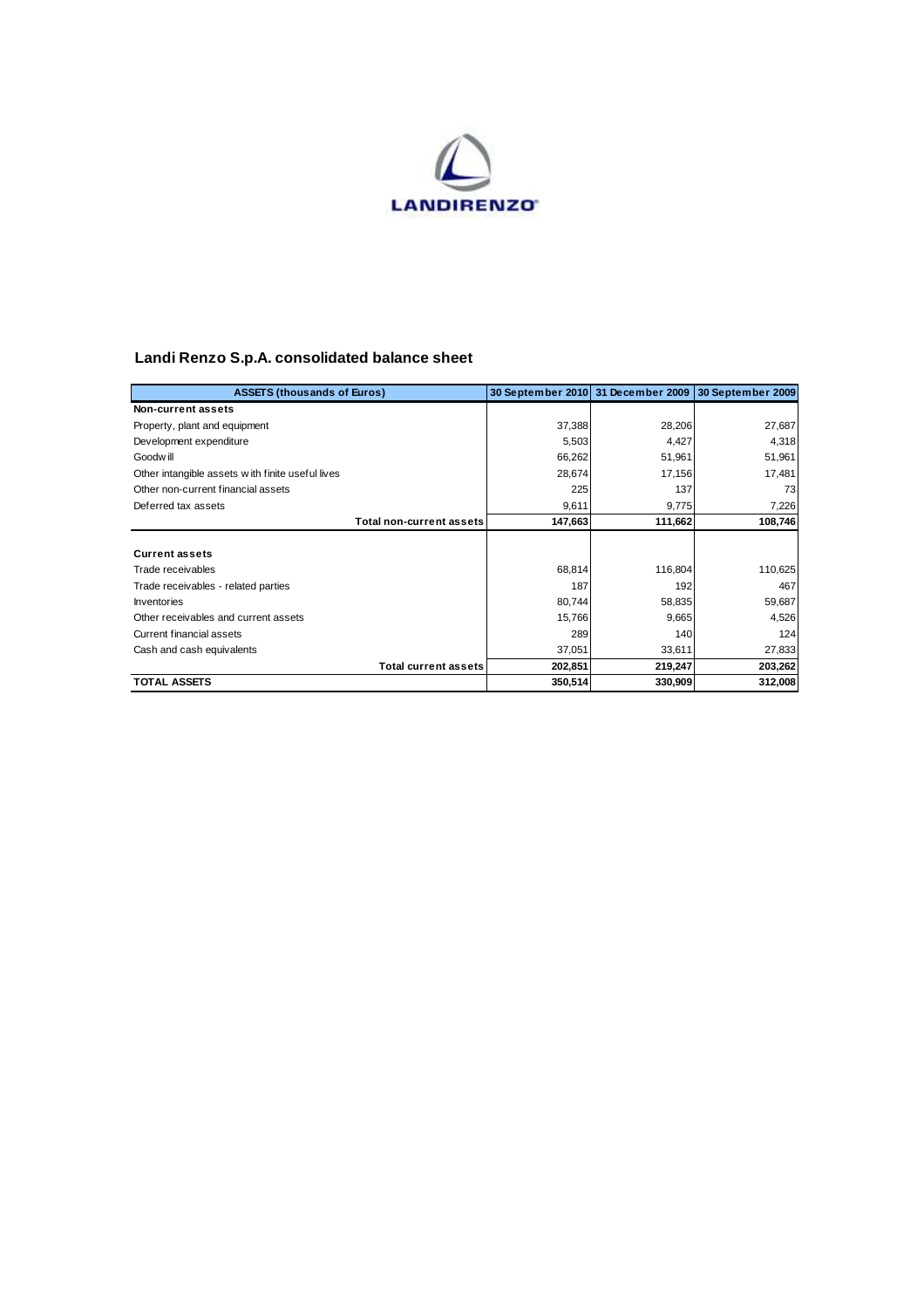LANDIRENZO

## Landi Renzo S.p.A. consolidated balance sheet

| ASSETS (thousands of Euros) | 30 September 2010 | 31 December 2009 | 30 September 2009 |
|---|---|---|---|
| **Non-current assets** | | | |
| Property, plant and equipment | 37,388 | 28,206 | 27,687 |
| Development expenditure | 5,503 | 4,427 | 4,318 |
| Goodwill | 66,262 | 51,961 | 51,961 |
| Other intangible assets with finite useful lives | 28,674 | 17,156 | 17,481 |
| Other non-current financial assets | 225 | 137 | 73 |
| Deferred tax assets | 9,611 | 9,775 | 7,226 |
| **Total non-current assets** | **147,663** | **111,662** | **108,746** |
| | | | |
| **Current assets** | | | |
| Trade receivables | 68,814 | 116,804 | 110,625 |
| Trade receivables - related parties | 187 | 192 | 467 |
| Inventories | 80,744 | 58,835 | 59,687 |
| Other receivables and current assets | 15,766 | 9,665 | 4,526 |
| Current financial assets | 289 | 140 | 124 |
| Cash and cash equivalents | 37,051 | 33,611 | 27,833 |
| **Total current assets** | **202,851** | **219,247** | **203,262** |
| **TOTAL ASSETS** | **350,514** | **330,909** | **312,008** |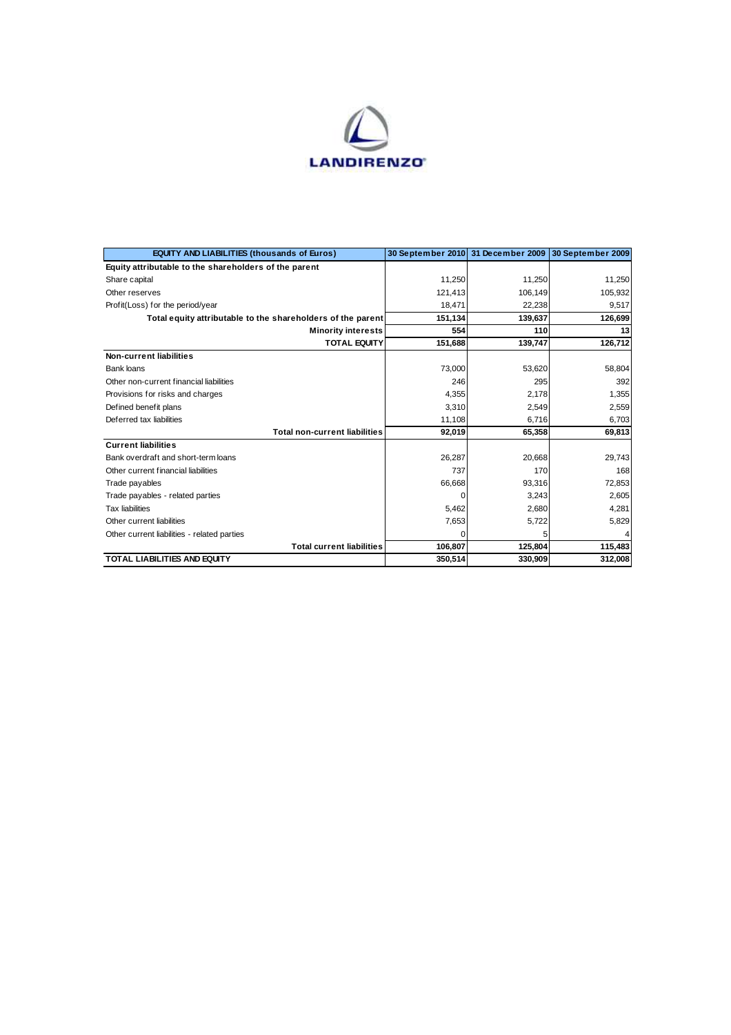LANDIRENZO

| EQUITY AND LIABILITIES (thousands of Euros) | 30 September 2010 | 31 December 2009 | 30 September 2009 |
|---|---|---|---|
| **Equity attributable to the shareholders of the parent** | | | |
| Share capital | 11,250 | 11,250 | 11,250 |
| Other reserves | 121,413 | 106,149 | 105,932 |
| Profit(Loss) for the period/year | 18,471 | 22,238 | 9,517 |
| **Total equity attributable to the shareholders of the parent** | **151,134** | **139,637** | **126,699** |
| **Minority interests** | **554** | **110** | **13** |
| **TOTAL EQUITY** | **151,688** | **139,747** | **126,712** |
| **Non-current liabilities** | | | |
| Bank loans | 73,000 | 53,620 | 58,804 |
| Other non-current financial liabilities | 246 | 295 | 392 |
| Provisions for risks and charges | 4,355 | 2,178 | 1,355 |
| Defined benefit plans | 3,310 | 2,549 | 2,559 |
| Deferred tax liabilities | 11,108 | 6,716 | 6,703 |
| **Total non-current liabilities** | **92,019** | **65,358** | **69,813** |
| **Current liabilities** | | | |
| Bank overdraft and short-term loans | 26,287 | 20,668 | 29,743 |
| Other current financial liabilities | 737 | 170 | 168 |
| Trade payables | 66,668 | 93,316 | 72,853 |
| Trade payables - related parties | 0 | 3,243 | 2,605 |
| Tax liabilities | 5,462 | 2,680 | 4,281 |
| Other current liabilities | 7,653 | 5,722 | 5,829 |
| Other current liabilities - related parties | 0 | 5 | 4 |
| **Total current liabilities** | **106,807** | **125,804** | **115,483** |
| **TOTAL LIABILITIES AND EQUITY** | **350,514** | **330,909** | **312,008** |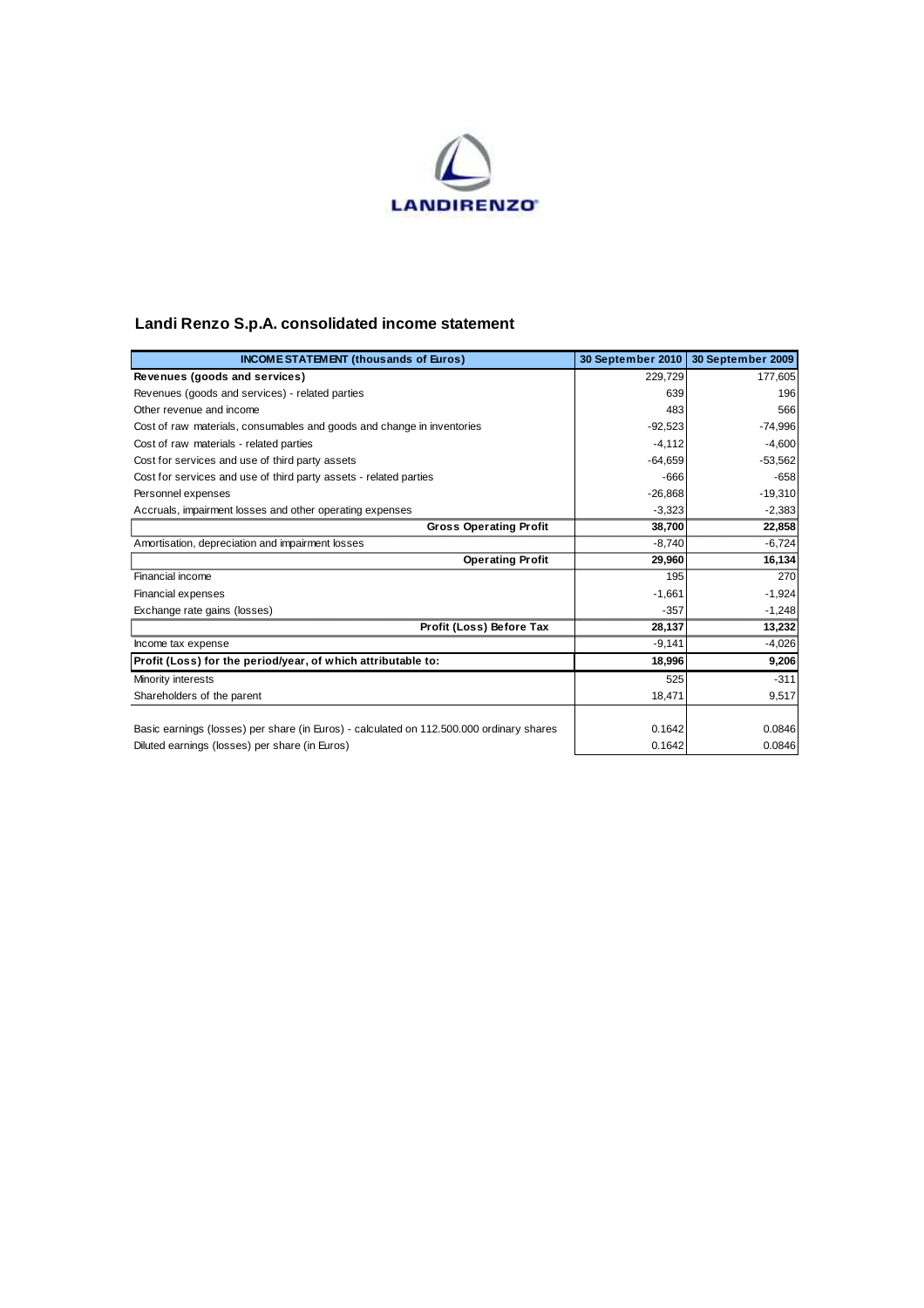LANDIRENZO

## Landi Renzo S.p.A. consolidated income statement

| INCOME STATEMENT (thousands of Euros) | 30 September 2010 | 30 September 2009 |
|---|---|---|
| **Revenues (goods and services)** | 229,729 | 177,605 |
| Revenues (goods and services) - related parties | 639 | 196 |
| Other revenue and income | 483 | 566 |
| Cost of raw materials, consumables and goods and change in inventories | -92,523 | -74,996 |
| Cost of raw materials - related parties | -4,112 | -4,600 |
| Cost for services and use of third party assets | -64,659 | -53,562 |
| Cost for services and use of third party assets - related parties | -666 | -658 |
| Personnel expenses | -26,868 | -19,310 |
| Accruals, impairment losses and other operating expenses | -3,323 | -2,383 |
| **Gross Operating Profit** | **38,700** | **22,858** |
| Amortisation, depreciation and impairment losses | -8,740 | -6,724 |
| **Operating Profit** | **29,960** | **16,134** |
| Financial income | 195 | 270 |
| Financial expenses | -1,661 | -1,924 |
| Exchange rate gains (losses) | -357 | -1,248 |
| **Profit (Loss) Before Tax** | **28,137** | **13,232** |
| Income tax expense | -9,141 | -4,026 |
| **Profit (Loss) for the period/year, of which attributable to:** | **18,996** | **9,206** |
| Minority interests | 525 | -311 |
| Shareholders of the parent | 18,471 | 9,517 |
| | | |
| Basic earnings (losses) per share (in Euros) - calculated on 112.500.000 ordinary shares | 0.1642 | 0.0846 |
| Diluted earnings (losses) per share (in Euros) | 0.1642 | 0.0846 |